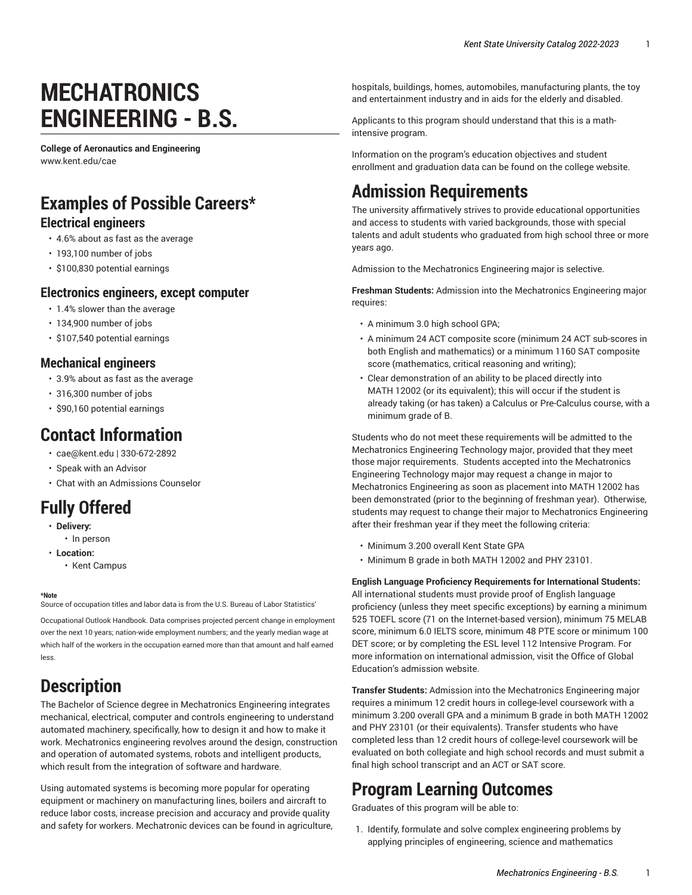# MECHATRONICS ENGINEERING - B.S.

**College of Aeronautics and Engineering**
www.kent.edu/cae

## Examples of Possible Careers*

### Electrical engineers

- 4.6% about as fast as the average
- 193,100 number of jobs
- $100,830 potential earnings

### Electronics engineers, except computer

- 1.4% slower than the average
- 134,900 number of jobs
- $107,540 potential earnings

### Mechanical engineers

- 3.9% about as fast as the average
- 316,300 number of jobs
- $90,160 potential earnings

## Contact Information

- cae@kent.edu | 330-672-2892
- Speak with an Advisor
- Chat with an Admissions Counselor

## Fully Offered

- **Delivery:**
  - In person
- **Location:**
  - Kent Campus

**\*Note**
Source of occupation titles and labor data is from the U.S. Bureau of Labor Statistics' Occupational Outlook Handbook. Data comprises projected percent change in employment over the next 10 years; nation-wide employment numbers; and the yearly median wage at which half of the workers in the occupation earned more than that amount and half earned less.

## Description

The Bachelor of Science degree in Mechatronics Engineering integrates mechanical, electrical, computer and controls engineering to understand automated machinery, specifically, how to design it and how to make it work. Mechatronics engineering revolves around the design, construction and operation of automated systems, robots and intelligent products, which result from the integration of software and hardware.

Using automated systems is becoming more popular for operating equipment or machinery on manufacturing lines, boilers and aircraft to reduce labor costs, increase precision and accuracy and provide quality and safety for workers. Mechatronic devices can be found in agriculture, hospitals, buildings, homes, automobiles, manufacturing plants, the toy and entertainment industry and in aids for the elderly and disabled.

Applicants to this program should understand that this is a math-intensive program.

Information on the program's education objectives and student enrollment and graduation data can be found on the college website.

## Admission Requirements

The university affirmatively strives to provide educational opportunities and access to students with varied backgrounds, those with special talents and adult students who graduated from high school three or more years ago.

Admission to the Mechatronics Engineering major is selective.

**Freshman Students:** Admission into the Mechatronics Engineering major requires:

- A minimum 3.0 high school GPA;
- A minimum 24 ACT composite score (minimum 24 ACT sub-scores in both English and mathematics) or a minimum 1160 SAT composite score (mathematics, critical reasoning and writing);
- Clear demonstration of an ability to be placed directly into MATH 12002 (or its equivalent); this will occur if the student is already taking (or has taken) a Calculus or Pre-Calculus course, with a minimum grade of B.

Students who do not meet these requirements will be admitted to the Mechatronics Engineering Technology major, provided that they meet those major requirements. Students accepted into the Mechatronics Engineering Technology major may request a change in major to Mechatronics Engineering as soon as placement into MATH 12002 has been demonstrated (prior to the beginning of freshman year). Otherwise, students may request to change their major to Mechatronics Engineering after their freshman year if they meet the following criteria:

- Minimum 3.200 overall Kent State GPA
- Minimum B grade in both MATH 12002 and PHY 23101.

**English Language Proficiency Requirements for International Students:** All international students must provide proof of English language proficiency (unless they meet specific exceptions) by earning a minimum 525 TOEFL score (71 on the Internet-based version), minimum 75 MELAB score, minimum 6.0 IELTS score, minimum 48 PTE score or minimum 100 DET score; or by completing the ESL level 112 Intensive Program. For more information on international admission, visit the Office of Global Education's admission website.

**Transfer Students:** Admission into the Mechatronics Engineering major requires a minimum 12 credit hours in college-level coursework with a minimum 3.200 overall GPA and a minimum B grade in both MATH 12002 and PHY 23101 (or their equivalents). Transfer students who have completed less than 12 credit hours of college-level coursework will be evaluated on both collegiate and high school records and must submit a final high school transcript and an ACT or SAT score.

## Program Learning Outcomes

Graduates of this program will be able to:

1. Identify, formulate and solve complex engineering problems by applying principles of engineering, science and mathematics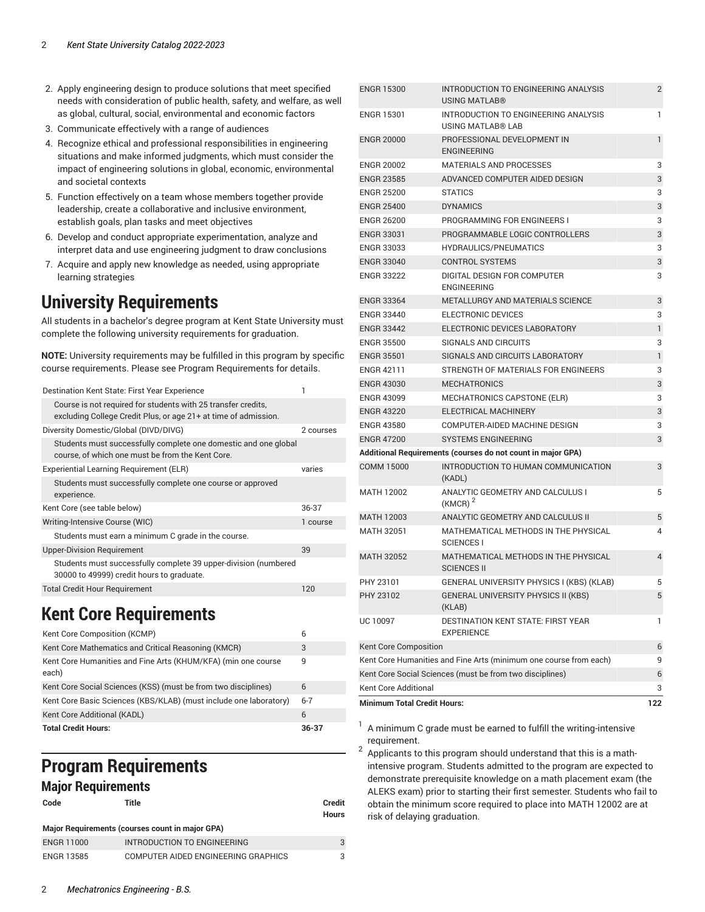2. Apply engineering design to produce solutions that meet specified needs with consideration of public health, safety, and welfare, as well as global, cultural, social, environmental and economic factors
3. Communicate effectively with a range of audiences
4. Recognize ethical and professional responsibilities in engineering situations and make informed judgments, which must consider the impact of engineering solutions in global, economic, environmental and societal contexts
5. Function effectively on a team whose members together provide leadership, create a collaborative and inclusive environment, establish goals, plan tasks and meet objectives
6. Develop and conduct appropriate experimentation, analyze and interpret data and use engineering judgment to draw conclusions
7. Acquire and apply new knowledge as needed, using appropriate learning strategies

# University Requirements

All students in a bachelor's degree program at Kent State University must complete the following university requirements for graduation.

**NOTE:** University requirements may be fulfilled in this program by specific course requirements. Please see Program Requirements for details.

| | |
|---|---|
| Destination Kent State: First Year Experience | 1 |
| Course is not required for students with 25 transfer credits, excluding College Credit Plus, or age 21+ at time of admission. | |
| Diversity Domestic/Global (DIVD/DIVG) | 2 courses |
| Students must successfully complete one domestic and one global course, of which one must be from the Kent Core. | |
| Experiential Learning Requirement (ELR) | varies |
| Students must successfully complete one course or approved experience. | |
| Kent Core (see table below) | 36-37 |
| Writing-Intensive Course (WIC) | 1 course |
| Students must earn a minimum C grade in the course. | |
| Upper-Division Requirement | 39 |
| Students must successfully complete 39 upper-division (numbered 30000 to 49999) credit hours to graduate. | |
| Total Credit Hour Requirement | 120 |

# Kent Core Requirements

| | |
|---|---|
| Kent Core Composition (KCMP) | 6 |
| Kent Core Mathematics and Critical Reasoning (KMCR) | 3 |
| Kent Core Humanities and Fine Arts (KHUM/KFA) (min one course each) | 9 |
| Kent Core Social Sciences (KSS) (must be from two disciplines) | 6 |
| Kent Core Basic Sciences (KBS/KLAB) (must include one laboratory) | 6-7 |
| Kent Core Additional (KADL) | 6 |
| **Total Credit Hours:** | **36-37** |

# Program Requirements

## Major Requirements

| Code | Title | Credit Hours |
|---|---|---|
| **Major Requirements (courses count in major GPA)** | | |
| ENGR 11000 | INTRODUCTION TO ENGINEERING | 3 |
| ENGR 13585 | COMPUTER AIDED ENGINEERING GRAPHICS | 3 |
| ENGR 15300 | INTRODUCTION TO ENGINEERING ANALYSIS USING MATLAB® | 2 |
| ENGR 15301 | INTRODUCTION TO ENGINEERING ANALYSIS USING MATLAB® LAB | 1 |
| ENGR 20000 | PROFESSIONAL DEVELOPMENT IN ENGINEERING | 1 |
| ENGR 20002 | MATERIALS AND PROCESSES | 3 |
| ENGR 23585 | ADVANCED COMPUTER AIDED DESIGN | 3 |
| ENGR 25200 | STATICS | 3 |
| ENGR 25400 | DYNAMICS | 3 |
| ENGR 26200 | PROGRAMMING FOR ENGINEERS I | 3 |
| ENGR 33031 | PROGRAMMABLE LOGIC CONTROLLERS | 3 |
| ENGR 33033 | HYDRAULICS/PNEUMATICS | 3 |
| ENGR 33040 | CONTROL SYSTEMS | 3 |
| ENGR 33222 | DIGITAL DESIGN FOR COMPUTER ENGINEERING | 3 |
| ENGR 33364 | METALLURGY AND MATERIALS SCIENCE | 3 |
| ENGR 33440 | ELECTRONIC DEVICES | 3 |
| ENGR 33442 | ELECTRONIC DEVICES LABORATORY | 1 |
| ENGR 35500 | SIGNALS AND CIRCUITS | 3 |
| ENGR 35501 | SIGNALS AND CIRCUITS LABORATORY | 1 |
| ENGR 42111 | STRENGTH OF MATERIALS FOR ENGINEERS | 3 |
| ENGR 43030 | MECHATRONICS | 3 |
| ENGR 43099 | MECHATRONICS CAPSTONE (ELR) | 3 |
| ENGR 43220 | ELECTRICAL MACHINERY | 3 |
| ENGR 43580 | COMPUTER-AIDED MACHINE DESIGN | 3 |
| ENGR 47200 | SYSTEMS ENGINEERING | 3 |
| **Additional Requirements (courses do not count in major GPA)** | | |
| COMM 15000 | INTRODUCTION TO HUMAN COMMUNICATION (KADL) | 3 |
| MATH 12002 | ANALYTIC GEOMETRY AND CALCULUS I (KMCR) [2] | 5 |
| MATH 12003 | ANALYTIC GEOMETRY AND CALCULUS II | 5 |
| MATH 32051 | MATHEMATICAL METHODS IN THE PHYSICAL SCIENCES I | 4 |
| MATH 32052 | MATHEMATICAL METHODS IN THE PHYSICAL SCIENCES II | 4 |
| PHY 23101 | GENERAL UNIVERSITY PHYSICS I (KBS) (KLAB) | 5 |
| PHY 23102 | GENERAL UNIVERSITY PHYSICS II (KBS) (KLAB) | 5 |
| UC 10097 | DESTINATION KENT STATE: FIRST YEAR EXPERIENCE | 1 |
| Kent Core Composition | | 6 |
| Kent Core Humanities and Fine Arts (minimum one course from each) | | 9 |
| Kent Core Social Sciences (must be from two disciplines) | | 6 |
| Kent Core Additional | | 3 |
| **Minimum Total Credit Hours:** | | **122** |

[1] A minimum C grade must be earned to fulfill the writing-intensive requirement.

[2] Applicants to this program should understand that this is a math-intensive program. Students admitted to the program are expected to demonstrate prerequisite knowledge on a math placement exam (the ALEKS exam) prior to starting their first semester. Students who fail to obtain the minimum score required to place into MATH 12002 are at risk of delaying graduation.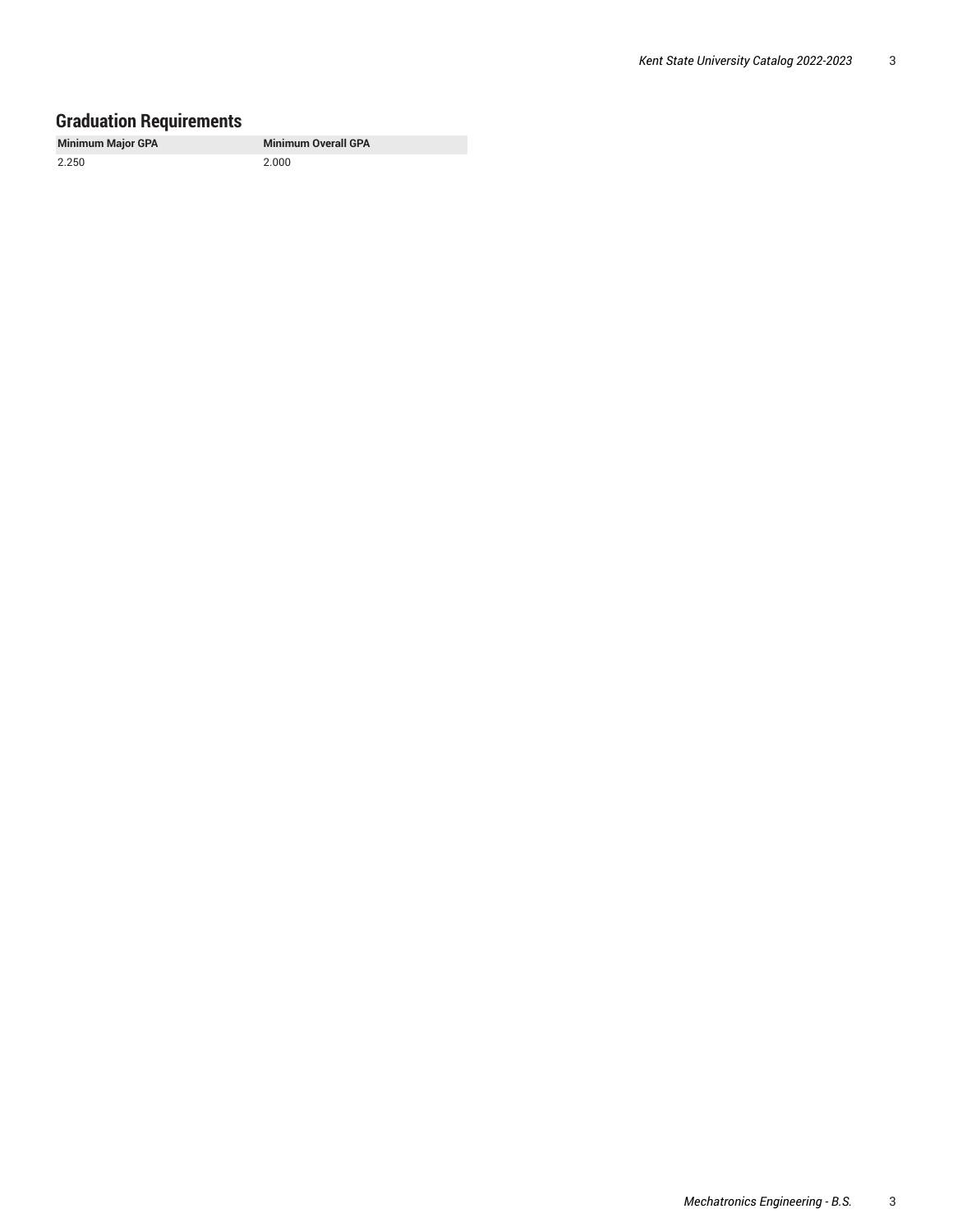## Graduation Requirements

| Minimum Major GPA | Minimum Overall GPA |
| --- | --- |
| 2.250 | 2.000 |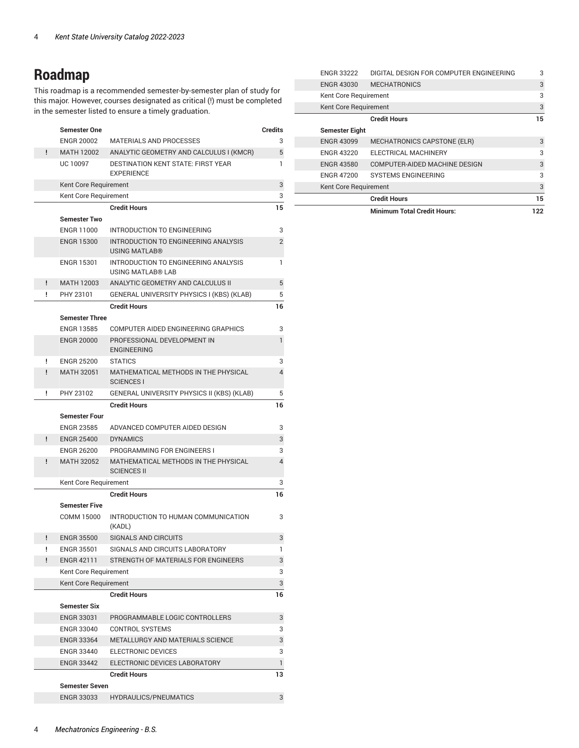## Roadmap

This roadmap is a recommended semester-by-semester plan of study for this major. However, courses designated as critical (!) must be completed in the semester listed to ensure a timely graduation.

| | | | |
|---|---|---|---|
| | **Semester One** | | **Credits** |
| | ENGR 20002 | MATERIALS AND PROCESSES | 3 |
| ! | MATH 12002 | ANALYTIC GEOMETRY AND CALCULUS I (KMCR) | 5 |
| | UC 10097 | DESTINATION KENT STATE: FIRST YEAR EXPERIENCE | 1 |
| | Kent Core Requirement | | 3 |
| | Kent Core Requirement | | 3 |
| | | **Credit Hours** | **15** |
| | **Semester Two** | | |
| | ENGR 11000 | INTRODUCTION TO ENGINEERING | 3 |
| | ENGR 15300 | INTRODUCTION TO ENGINEERING ANALYSIS USING MATLAB® | 2 |
| | ENGR 15301 | INTRODUCTION TO ENGINEERING ANALYSIS USING MATLAB® LAB | 1 |
| ! | MATH 12003 | ANALYTIC GEOMETRY AND CALCULUS II | 5 |
| ! | PHY 23101 | GENERAL UNIVERSITY PHYSICS I (KBS) (KLAB) | 5 |
| | | **Credit Hours** | **16** |
| | **Semester Three** | | |
| | ENGR 13585 | COMPUTER AIDED ENGINEERING GRAPHICS | 3 |
| | ENGR 20000 | PROFESSIONAL DEVELOPMENT IN ENGINEERING | 1 |
| ! | ENGR 25200 | STATICS | 3 |
| ! | MATH 32051 | MATHEMATICAL METHODS IN THE PHYSICAL SCIENCES I | 4 |
| ! | PHY 23102 | GENERAL UNIVERSITY PHYSICS II (KBS) (KLAB) | 5 |
| | | **Credit Hours** | **16** |
| | **Semester Four** | | |
| | ENGR 23585 | ADVANCED COMPUTER AIDED DESIGN | 3 |
| ! | ENGR 25400 | DYNAMICS | 3 |
| | ENGR 26200 | PROGRAMMING FOR ENGINEERS I | 3 |
| ! | MATH 32052 | MATHEMATICAL METHODS IN THE PHYSICAL SCIENCES II | 4 |
| | Kent Core Requirement | | 3 |
| | | **Credit Hours** | **16** |
| | **Semester Five** | | |
| | COMM 15000 | INTRODUCTION TO HUMAN COMMUNICATION (KADL) | 3 |
| ! | ENGR 35500 | SIGNALS AND CIRCUITS | 3 |
| ! | ENGR 35501 | SIGNALS AND CIRCUITS LABORATORY | 1 |
| ! | ENGR 42111 | STRENGTH OF MATERIALS FOR ENGINEERS | 3 |
| | Kent Core Requirement | | 3 |
| | Kent Core Requirement | | 3 |
| | | **Credit Hours** | **16** |
| | **Semester Six** | | |
| | ENGR 33031 | PROGRAMMABLE LOGIC CONTROLLERS | 3 |
| | ENGR 33040 | CONTROL SYSTEMS | 3 |
| | ENGR 33364 | METALLURGY AND MATERIALS SCIENCE | 3 |
| | ENGR 33440 | ELECTRONIC DEVICES | 3 |
| | ENGR 33442 | ELECTRONIC DEVICES LABORATORY | 1 |
| | | **Credit Hours** | **13** |
| | **Semester Seven** | | |
| | ENGR 33033 | HYDRAULICS/PNEUMATICS | 3 |
| | ENGR 33222 | DIGITAL DESIGN FOR COMPUTER ENGINEERING | 3 |
| | ENGR 43030 | MECHATRONICS | 3 |
| | Kent Core Requirement | | 3 |
| | Kent Core Requirement | | 3 |
| | | **Credit Hours** | **15** |
| | **Semester Eight** | | |
| | ENGR 43099 | MECHATRONICS CAPSTONE (ELR) | 3 |
| | ENGR 43220 | ELECTRICAL MACHINERY | 3 |
| | ENGR 43580 | COMPUTER-AIDED MACHINE DESIGN | 3 |
| | ENGR 47200 | SYSTEMS ENGINEERING | 3 |
| | Kent Core Requirement | | 3 |
| | | **Credit Hours** | **15** |
| | | **Minimum Total Credit Hours:** | **122** |